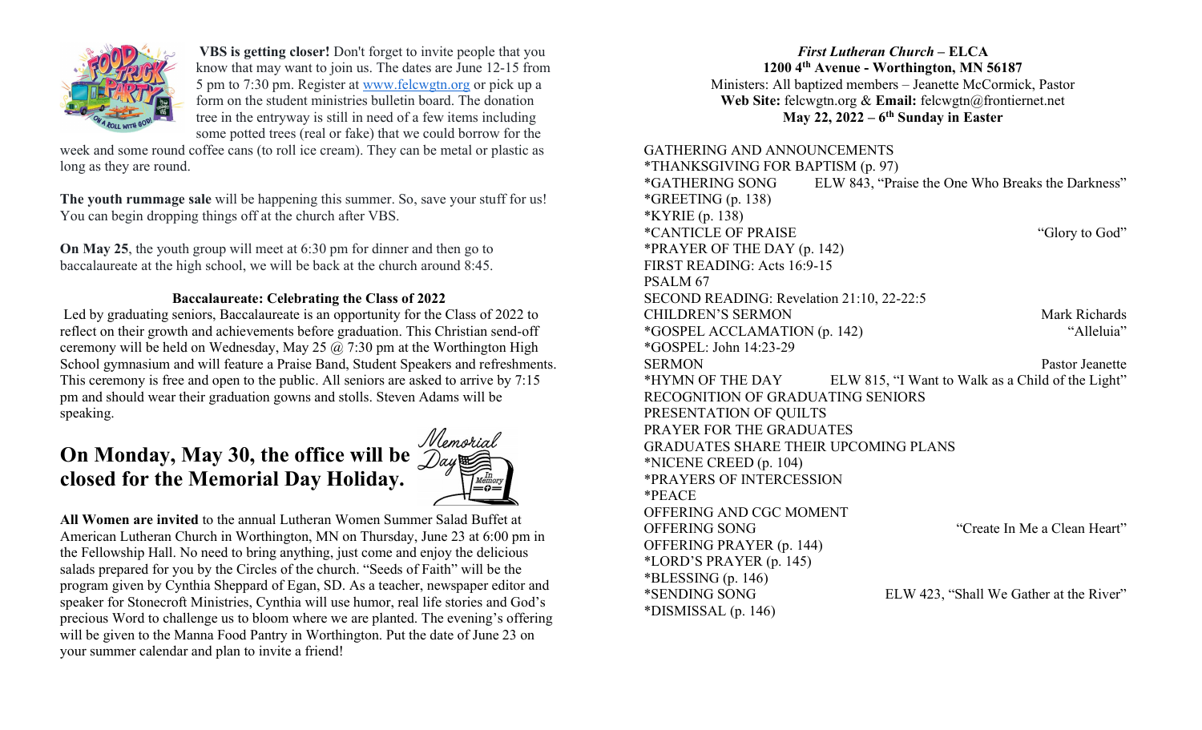**VBS is getting closer!** Don't forget to invite people that you know that may want to join us. The dates are June 12-15 from 5 pm to 7:30 pm. Register at www.felcwgtn.org or pick up a form on the student ministries bulletin board. The donation tree in the entryway is still in need of a few items including some potted trees (real or fake) that we could borrow for the week and some round coffee cans (to roll ice cream). They can be metal or plastic as long as they are round.

**The youth rummage sale** will be happening this summer. So, save your stuff for us! You can begin dropping things off at the church after VBS.

**On May 25**, the youth group will meet at 6:30 pm for dinner and then go to baccalaureate at the high school, we will be back at the church around 8:45.

**Baccalaureate: Celebrating the Class of 2022**

Led by graduating seniors, Baccalaureate is an opportunity for the Class of 2022 to reflect on their growth and achievements before graduation. This Christian send-off ceremony will be held on Wednesday, May 25 @ 7:30 pm at the Worthington High School gymnasium and will feature a Praise Band, Student Speakers and refreshments. This ceremony is free and open to the public. All seniors are asked to arrive by 7:15 pm and should wear their graduation gowns and stolls. Steven Adams will be speaking.

## On Monday, May 30, the office will be closed for the Memorial Day Holiday.

**All Women are invited** to the annual Lutheran Women Summer Salad Buffet at American Lutheran Church in Worthington, MN on Thursday, June 23 at 6:00 pm in the Fellowship Hall. No need to bring anything, just come and enjoy the delicious salads prepared for you by the Circles of the church. "Seeds of Faith" will be the program given by Cynthia Sheppard of Egan, SD. As a teacher, newspaper editor and speaker for Stonecroft Ministries, Cynthia will use humor, real life stories and God's precious Word to challenge us to bloom where we are planted. The evening's offering will be given to the Manna Food Pantry in Worthington. Put the date of June 23 on your summer calendar and plan to invite a friend!

***First Lutheran Church* – ELCA**
**1200 4th Avenue - Worthington, MN 56187**
Ministers: All baptized members – Jeanette McCormick, Pastor
**Web Site:** felcwgtn.org & **Email:** felcwgtn@frontiernet.net
**May 22, 2022 – 6th Sunday in Easter**

GATHERING AND ANNOUNCEMENTS
*THANKSGIVING FOR BAPTISM (p. 97)
*GATHERING SONG ELW 843, "Praise the One Who Breaks the Darkness"
*GREETING (p. 138)
*KYRIE (p. 138)
*CANTICLE OF PRAISE "Glory to God"
*PRAYER OF THE DAY (p. 142)
FIRST READING: Acts 16:9-15
PSALM 67
SECOND READING: Revelation 21:10, 22-22:5
CHILDREN'S SERMON Mark Richards
*GOSPEL ACCLAMATION (p. 142) "Alleluia"
*GOSPEL: John 14:23-29
SERMON Pastor Jeanette
*HYMN OF THE DAY ELW 815, "I Want to Walk as a Child of the Light"
RECOGNITION OF GRADUATING SENIORS
PRESENTATION OF QUILTS
PRAYER FOR THE GRADUATES
GRADUATES SHARE THEIR UPCOMING PLANS
*NICENE CREED (p. 104)
*PRAYERS OF INTERCESSION
*PEACE
OFFERING AND CGC MOMENT
OFFERING SONG "Create In Me a Clean Heart"
OFFERING PRAYER (p. 144)
*LORD'S PRAYER (p. 145)
*BLESSING (p. 146)
*SENDING SONG ELW 423, "Shall We Gather at the River"
*DISMISSAL (p. 146)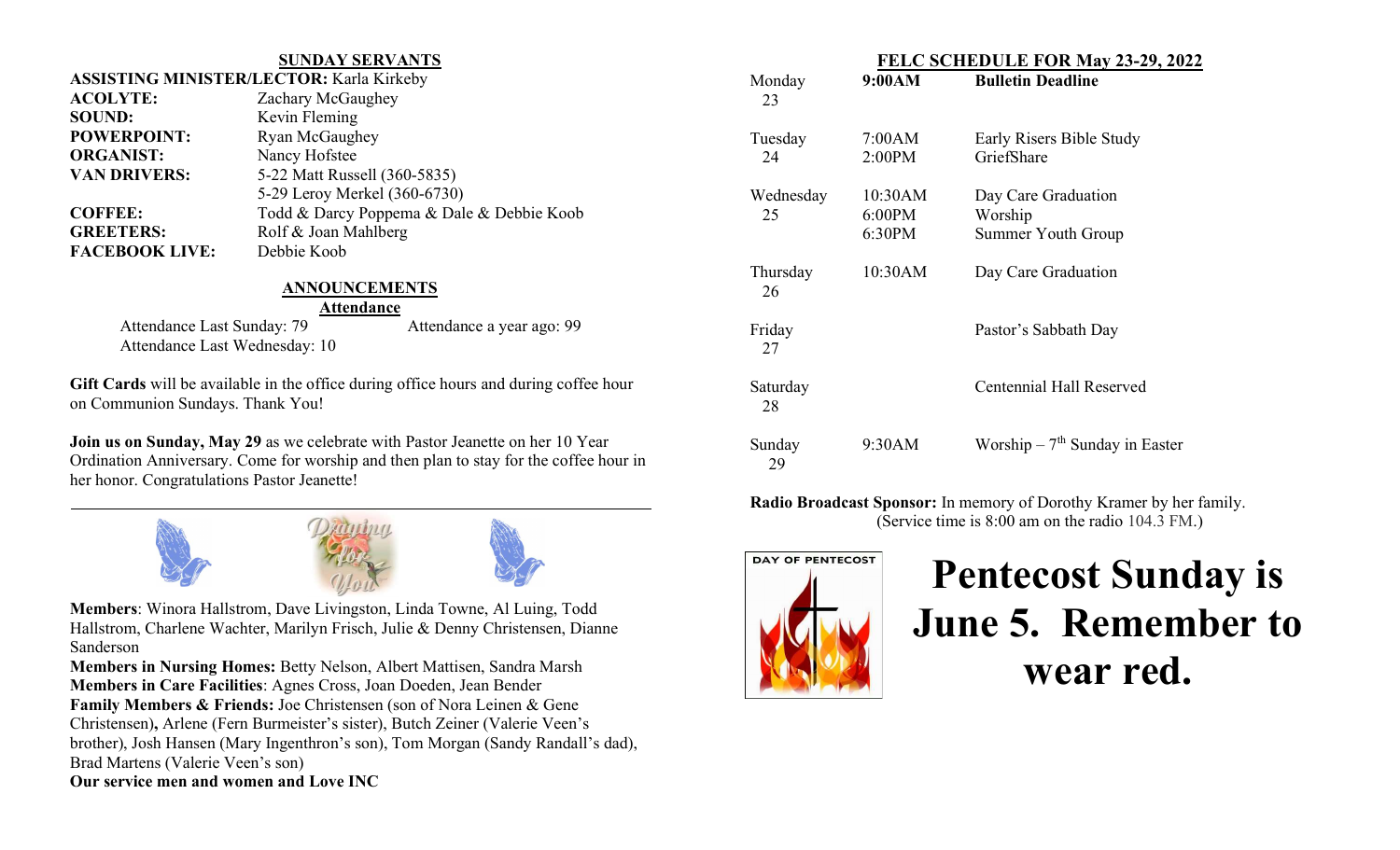## SUNDAY SERVANTS

**ASSISTING MINISTER/LECTOR:** Karla Kirkeby
**ACOLYTE:** Zachary McGaughey
**SOUND:** Kevin Fleming
**POWERPOINT:** Ryan McGaughey
**ORGANIST:** Nancy Hofstee
**VAN DRIVERS:** 5-22 Matt Russell (360-5835)
5-29 Leroy Merkel (360-6730)
**COFFEE:** Todd & Darcy Poppema & Dale & Debbie Koob
**GREETERS:** Rolf & Joan Mahlberg
**FACEBOOK LIVE:** Debbie Koob

## ANNOUNCEMENTS

### Attendance

Attendance Last Sunday: 79 Attendance a year ago: 99
Attendance Last Wednesday: 10

**Gift Cards** will be available in the office during office hours and during coffee hour on Communion Sundays. Thank You!

**Join us on Sunday, May 29** as we celebrate with Pastor Jeanette on her 10 Year Ordination Anniversary. Come for worship and then plan to stay for the coffee hour in her honor. Congratulations Pastor Jeanette!

---

Praying for You

**Members**: Winora Hallstrom, Dave Livingston, Linda Towne, Al Luing, Todd Hallstrom, Charlene Wachter, Marilyn Frisch, Julie & Denny Christensen, Dianne Sanderson
**Members in Nursing Homes:** Betty Nelson, Albert Mattisen, Sandra Marsh
**Members in Care Facilities**: Agnes Cross, Joan Doeden, Jean Bender
**Family Members & Friends:** Joe Christensen (son of Nora Leinen & Gene Christensen)**,** Arlene (Fern Burmeister's sister), Butch Zeiner (Valerie Veen's brother), Josh Hansen (Mary Ingenthron's son), Tom Morgan (Sandy Randall's dad), Brad Martens (Valerie Veen's son)
**Our service men and women and Love INC**

## FELC SCHEDULE FOR May 23-29, 2022

| Day | Time | Event |
|---|---|---|
| Monday 23 | **9:00AM** | **Bulletin Deadline** |
| Tuesday 24 | 7:00AM<br>2:00PM | Early Risers Bible Study<br>GriefShare |
| Wednesday 25 | 10:30AM<br>6:00PM<br>6:30PM | Day Care Graduation<br>Worship<br>Summer Youth Group |
| Thursday 26 | 10:30AM | Day Care Graduation |
| Friday 27 | | Pastor's Sabbath Day |
| Saturday 28 | | Centennial Hall Reserved |
| Sunday 29 | 9:30AM | Worship – 7th Sunday in Easter |

**Radio Broadcast Sponsor:** In memory of Dorothy Kramer by her family.
(Service time is 8:00 am on the radio 104.3 FM.)

DAY OF PENTECOST

# Pentecost Sunday is June 5. Remember to wear red.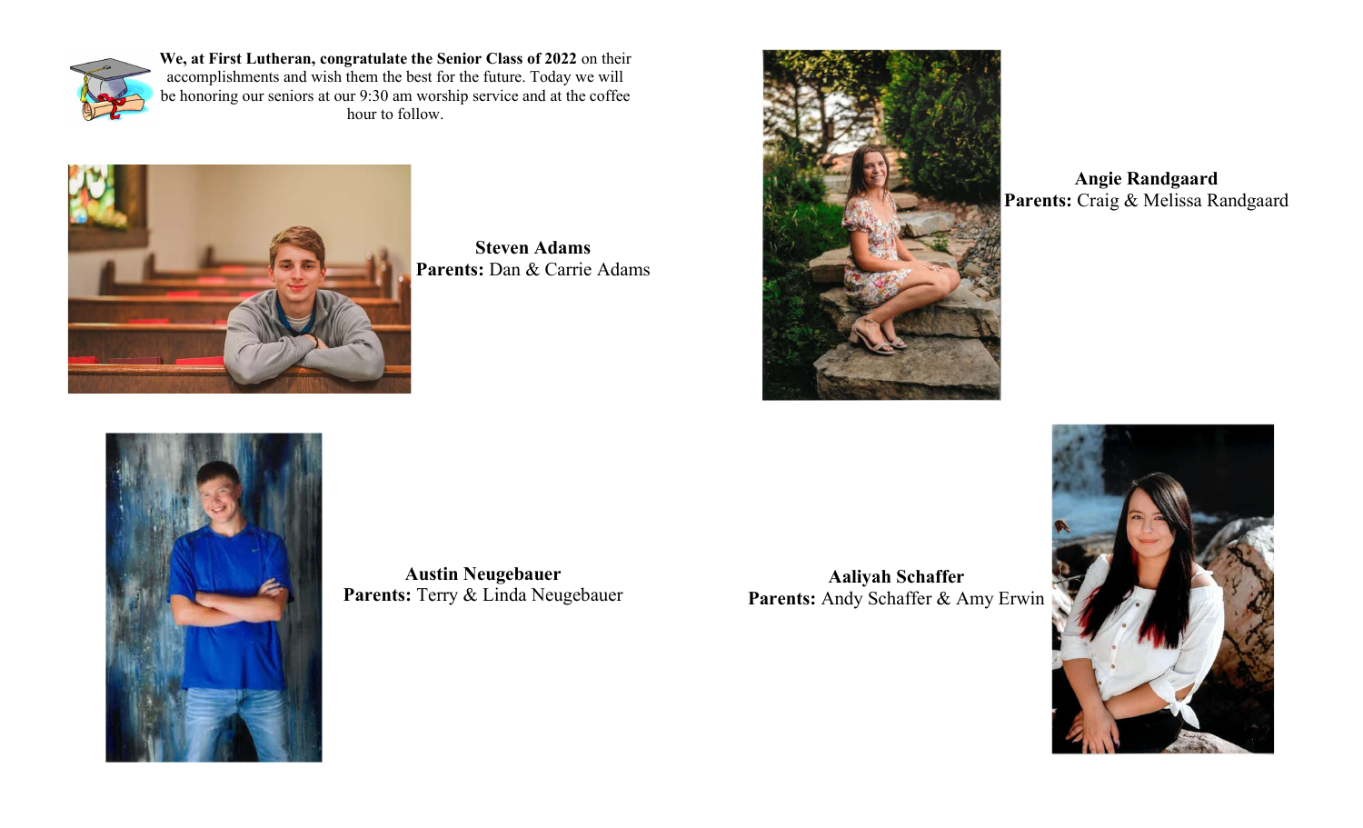**We, at First Lutheran, congratulate the Senior Class of 2022** on their accomplishments and wish them the best for the future. Today we will be honoring our seniors at our 9:30 am worship service and at the coffee hour to follow.

**Steven Adams**
**Parents:** Dan & Carrie Adams

**Angie Randgaard**
**Parents:** Craig & Melissa Randgaard

**Austin Neugebauer**
**Parents:** Terry & Linda Neugebauer

**Aaliyah Schaffer**
**Parents:** Andy Schaffer & Amy Erwin